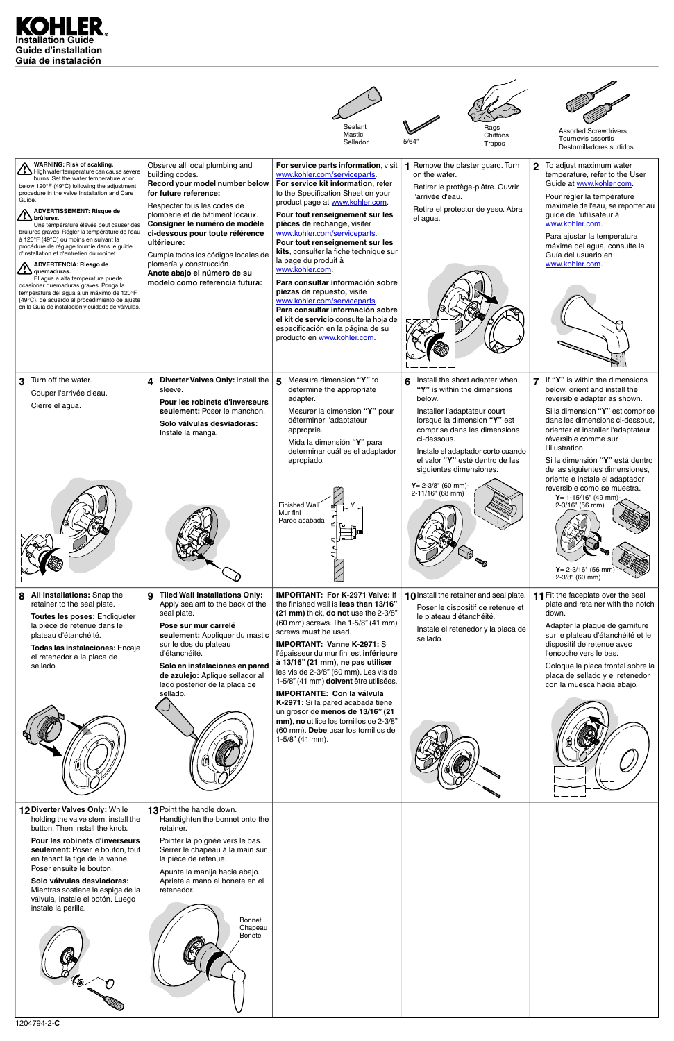# KOHLER

**Installation Guide**
**Guide d'installation**
**Guía de instalación**

Sealant
Mastic
Sellador

5/64"

Rags
Chiffons
Trapos

Assorted Screwdrivers
Tournevis assortis
Destornilladores surtidos

**WARNING: Risk of scalding.** High water temperature can cause severe burns. Set the water temperature at or below 120°F (49°C) following the adjustment procedure in the valve Installation and Care Guide.

**ADVERTISSEMENT: Risque de brûlures.** Une température élevée peut causer des brûlures graves. Régler la température de l'eau à 120°F (49°C) ou moins en suivant la procédure de réglage fournie dans le guide d'installation et d'entretien du robinet.

**ADVERTENCIA: Riesgo de quemaduras.** El agua a alta temperatura puede ocasionar quemaduras graves. Ponga la temperatura del agua a un máximo de 120°F (49°C), de acuerdo al procedimiento de ajuste en la Guía de instalación y cuidado de válvulas.

Observe all local plumbing and building codes.
**Record your model number below for future reference:**

Respecter tous les codes de plomberie et de bâtiment locaux.
**Consigner le numéro de modèle ci-dessous pour toute référence ultérieure:**

Cumpla todos los códigos locales de plomería y construcción.
**Anote abajo el número de su modelo como referencia futura:**

**For service parts information**, visit www.kohler.com/serviceparts.
**For service kit information**, refer to the Specification Sheet on your product page at www.kohler.com.

**Pour tout renseignement sur les pièces de rechange,** visiter www.kohler.com/serviceparts.
**Pour tout renseignement sur les kits**, consulter la fiche technique sur la page du produit à www.kohler.com.

**Para consultar información sobre piezas de repuesto,** visite www.kohler.com/serviceparts.
**Para consultar información sobre el kit de servicio** consulte la hoja de especificación en la página de su producto en www.kohler.com.

**1** Remove the plaster guard. Turn on the water.

Retirer le protège-plâtre. Ouvrir l'arrivée d'eau.

Retire el protector de yeso. Abra el agua.

**2** To adjust maximum water temperature, refer to the User Guide at www.kohler.com.

Pour régler la température maximale de l'eau, se reporter au guide de l'utilisateur à www.kohler.com.

Para ajustar la temperatura máxima del agua, consulte la Guía del usuario en www.kohler.com.

**3** Turn off the water.

Couper l'arrivée d'eau.

Cierre el agua.

**4** **Diverter Valves Only:** Install the sleeve.

**Pour les robinets d'inverseurs seulement:** Poser le manchon.

**Solo válvulas desviadoras:** Instale la manga.

**5** Measure dimension **"Y"** to determine the appropriate adapter.

Mesurer la dimension **"Y"** pour déterminer l'adaptateur approprié.

Mida la dimensión **"Y"** para determinar cuál es el adaptador apropiado.

Finished Wall
Mur fini
Pared acabada

Y

**6** Install the short adapter when **"Y"** is within the dimensions below.

Installer l'adaptateur court lorsque la dimension **"Y"** est comprise dans les dimensions ci-dessous.

Instale el adaptador corto cuando el valor **"Y"** esté dentro de las siguientes dimensiones.

**Y**= 2-3/8" (60 mm)-
2-11/16" (68 mm)

**7** If **"Y"** is within the dimensions below, orient and install the reversible adapter as shown.

Si la dimension **"Y"** est comprise dans les dimensions ci-dessous, orienter et installer l'adaptateur réversible comme sur l'illustration.

Si la dimensión **"Y"** está dentro de las siguientes dimensiones, oriente e instale el adaptador reversible como se muestra.

**Y**= 1-15/16" (49 mm)-
2-3/16" (56 mm)

**Y**= 2-3/16" (56 mm)-
2-3/8" (60 mm)

**8** **All Installations:** Snap the retainer to the seal plate.

**Toutes les poses:** Encliqueter la pièce de retenue dans le plateau d'étanchéité.

**Todas las instalaciones:** Encaje el retenedor a la placa de sellado.

**9** **Tiled Wall Installations Only:** Apply sealant to the back of the seal plate.

**Pose sur mur carrelé seulement:** Appliquer du mastic sur le dos du plateau d'étanchéité.

**Solo en instalaciones en pared de azulejo:** Aplique sellador al lado posterior de la placa de sellado.

**IMPORTANT: For K-2971 Valve:** If the finished wall is **less than 13/16" (21 mm)** thick, **do not** use the 2-3/8" (60 mm) screws. The 1-5/8" (41 mm) screws **must** be used.

**IMPORTANT: Vanne K-2971:** Si l'épaisseur du mur fini est **inférieure à 13/16" (21 mm)**, **ne pas utiliser** les vis de 2-3/8" (60 mm). Les vis de 1-5/8" (41 mm) **doivent** être utilisées.

**IMPORTANTE: Con la válvula K-2971:** Si la pared acabada tiene un grosor de **menos de 13/16" (21 mm)**, **no** utilice los tornillos de 2-3/8" (60 mm). **Debe** usar los tornillos de 1-5/8" (41 mm).

**10** Install the retainer and seal plate.

Poser le dispositif de retenue et le plateau d'étanchéité.

Instale el retenedor y la placa de sellado.

**11** Fit the faceplate over the seal plate and retainer with the notch down.

Adapter la plaque de garniture sur le plateau d'étanchéité et le dispositif de retenue avec l'encoche vers le bas.

Coloque la placa frontal sobre la placa de sellado y el retenedor con la muesca hacia abajo.

**12** **Diverter Valves Only:** While holding the valve stem, install the button. Then install the knob.

**Pour les robinets d'inverseurs seulement:** Poser le bouton, tout en tenant la tige de la vanne. Poser ensuite le bouton.

**Solo válvulas desviadoras:** Mientras sostiene la espiga de la válvula, instale el botón. Luego instale la perilla.

**13** Point the handle down.
Handtighten the bonnet onto the retainer.

Pointer la poignée vers le bas.
Serrer le chapeau à la main sur la pièce de retenue.

Apunte la manija hacia abajo.
Apriete a mano el bonete en el retenedor.

Bonnet
Chapeau
Bonete

1204794-2-**C**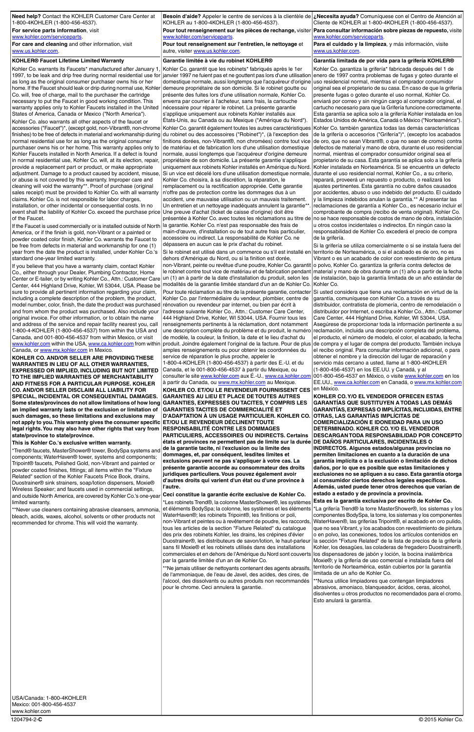**Need help?** Contact the KOHLER Customer Care Center at 1-800-4KOHLER (1-800-456-4537).

**For service parts information**, visit www.kohler.com/serviceparts.

**For care and cleaning** and other information, visit www.us.kohler.com.

**KOHLER® Faucet Lifetime Limited Warranty**

Kohler Co. warrants its Faucets* manufactured after January 1, 1997, to be leak and drip free during normal residential use for as long as the original consumer purchaser owns his or her home. If the Faucet should leak or drip during normal use, Kohler Co. will, free of charge, mail to the purchaser the cartridge necessary to put the Faucet in good working condition. This warranty applies only to Kohler Faucets installed in the United States of America, Canada or Mexico ("North America").

Kohler Co. also warrants all other aspects of the faucet or accessories ("Faucet")*, (except gold, non-Vibrant®, non-chrome finishes) to be free of defects in material and workmanship during normal residential use for as long as the original consumer purchaser owns his or her home. This warranty applies only to Kohler Faucets installed in North America. If a defect is found in normal residential use, Kohler Co. will, at its election, repair, provide a replacement part or product, or make appropriate adjustment. Damage to a product caused by accident, misuse, or abuse is not covered by this warranty. Improper care and cleaning will void the warranty**. Proof of purchase (original sales receipt) must be provided to Kohler Co. with all warranty claims. Kohler Co. is not responsible for labor charges, installation, or other incidental or consequential costs. In no event shall the liability of Kohler Co. exceed the purchase price of the Faucet.

If the Faucet is used commercially or is installed outside of North America, or if the finish is gold, non-Vibrant or a painted or powder coated color finish, Kohler Co. warrants the Faucet to be free from defects in material and workmanship for one (1) year from the date the product is installed, under Kohler Co.'s standard one-year limited warranty.

If you believe that you have a warranty claim, contact Kohler Co., either through your Dealer, Plumbing Contractor, Home Center or E-tailer, or by writing Kohler Co., Attn.: Customer Care Center, 444 Highland Drive, Kohler, WI 53044, USA. Please be sure to provide all pertinent information regarding your claim, including a complete description of the problem, the product, model number, color, finish, the date the product was purchased and from whom the product was purchased. Also include your original invoice. For other information, or to obtain the name and address of the service and repair facility nearest you, call 1-800-4-KOHLER (1-800-456-4537) from within the USA and Canada, and 001-800-456-4537 from within Mexico, or visit www.kohler.com within the USA, www.ca.kohler.com from within Canada, or www.mx.kohler.com in Mexico.

**KOHLER CO. AND/OR SELLER ARE PROVIDING THESE WARRANTIES IN LIEU OF ALL OTHER WARRANTIES, EXPRESSED OR IMPLIED, INCLUDING BUT NOT LIMITED TO THE IMPLIED WARRANTIES OF MERCHANTABILITY AND FITNESS FOR A PARTICULAR PURPOSE. KOHLER CO. AND/OR SELLER DISCLAIM ALL LIABILITY FOR SPECIAL, INCIDENTAL OR CONSEQUENTIAL DAMAGES. Some states/provinces do not allow limitations of how long an implied warranty lasts or the exclusion or limitation of such damages, so these limitations and exclusions may not apply to you. This warranty gives the consumer specific legal rights. You may also have other rights that vary from state/province to state/province.**

**This is Kohler Co.'s exclusive written warranty.**

*Trend® faucets, MasterShower® tower, BodySpa systems and components; WaterHaven® tower, systems and components; Tripoint® faucets, Polished Gold, non-Vibrant and painted or powder coated finishes, fittings; all items within the "Fixture Related" section of the Kohler Faucets Price Book, drains, Duostrainer® sink strainers, soap/lotion dispensers, Moxie® Wireless Speaker; and faucets used in commercial settings, and outside North America, are covered by Kohler Co.'s one-year limited warranty.

**Never use cleaners containing abrasive cleansers, ammonia, bleach, acids, waxes, alcohol, solvents or other products not recommended for chrome. This will void the warranty.

**Besoin d'aide?** Appeler le centre de services à la clientèle de KOHLER au 1-800-4KOHLER (1-800-456-4537).

**Pour tout renseignement sur les pièces de rechange,** visiter www.kohler.com/serviceparts.

**Pour tout renseignement sur l'entretien, le nettoyage** et autre, visiter www.us.kohler.com.

**Garantie limitée à vie du robinet KOHLER®**

Kohler Co. garantit que les robinets* fabriqués après le 1er janvier 1997 ne fuient pas et ne gouttent pas lors d'une utilisation domestique normale, aussi longtemps que l'acquéreur d'origine demeure propriétaire de son domicile. Si le robinet goutte ou présente des fuites lors d'une utilisation normale, Kohler Co. enverra par courrier à l'acheteur, sans frais, la cartouche nécessaire pour réparer le robinet. La présente garantie s'applique uniquement aux robinets Kohler installés aux États-Unis, au Canada ou au Mexique ("Amérique du Nord").

Kohler Co. garantit également toutes les autres caractéristiques du robinet ou des accessoires ("Robinet")*, (à l'exception des finitions dorées, non-Vibrant®, non chromées) contre tout vice de matériau et de fabrication lors d'une utilisation domestique normale, aussi longtemps que l'acquéreur d'origine demeure propriétaire de son domicile. La présente garantie s'applique uniquement aux robinets Kohler installés en Amérique du Nord. Si un vice est décelé lors d'une utilisation domestique normale, Kohler Co. choisira, à sa discrétion, la réparation, le remplacement ou la rectification appropriée. Cette garantie n'offre pas de protection contre les dommages dus à un accident, une mauvaise utilisation ou un mauvais traitement. Un entretien et un nettoyage inadéquats annulent la garantie**. Une preuve d'achat (ticket de caisse d'origine) doit être présentée à Kohler Co. avec toutes les réclamations au titre de la garantie. Kohler Co. n'est pas responsable des frais de main-d'œuvre, d'installation ou de tout autre frais particulier, accessoire ou indirect. La responsabilité de Kohler Co. ne dépassera en aucun cas le prix d'achat du robinet.

Si le robinet est utilisé dans un commerce ou s'il est installé en dehors d'Amérique du Nord, ou si la finition est dorée, non-Vibrant, peinte ou revêtue d'une poudre, Kohler Co. garantit le robinet contre tout vice de matériau et de fabrication pendant un (1) an à partir de la date d'installation du produit, selon les modalités de la garantie limitée standard d'un an de Kohler Co.

Pour toute réclamation au titre de la présente garantie, contacter Kohler Co. par l'intermédiaire du vendeur, plombier, centre de rénovation ou revendeur par internet, ou bien par écrit à l'adresse suivante Kohler Co., Attn.: Customer Care Center, 444 Highland Drive, Kohler, WI 53044, USA. Fournir tous les renseignements pertinents à la réclamation, dont notamment une description complète du problème et du produit, le numéro de modèle, la couleur, la finition, la date et le lieu d'achat du produit. Joindre également l'original de la facture. Pour de plus amples renseignements ou pour obtenir les coordonnées du service de réparation le plus proche, appeler le 1-800-4-KOHLER (1-800-456-4537) à partir des E.-U. et du Canada, et le 001-800-456-4537 à partir du Mexique, ou consulter le site www.kohler.com aux É.-U., www.ca.kohler.com à partir du Canada, ou www.mx.kohler.com au Mexique.

**KOHLER CO. ET/OU LE REVENDEUR FOURNISSENT CES GARANTIES AU LIEU ET PLACE DE TOUTES AUTRES GARANTIES, EXPRESSES OU TACITES, Y COMPRIS LES GARANTIES TACITES DE COMMERCIALITÉ ET D'ADAPTATION À UN USAGE PARTICULIER. KOHLER CO. ET/OU LE REVENDEUR DÉCLINENT TOUTE RESPONSABILITÉ CONTRE LES DOMMAGES PARTICULIERS, ACCESSOIRES OU INDIRECTS. Certains états et provinces ne permettent pas de limite sur la durée de la garantie tacite, ni l'exclusion ou la limite des dommages, et, par conséquent, lesdites limites et exclusions peuvent ne pas s'appliquer à votre cas. La présente garantie accorde au consommateur des droits juridiques particuliers. Vous pouvez également avoir d'autres droits qui varient d'un état ou d'une province à l'autre.**

**Ceci constitue la garantie écrite exclusive de Kohler Co.**

*Les robinets Trend®, la colonne MasterShower®, les systèmes et éléments BodySpa; la colonne, les systèmes et les éléments WaterHaven®; les robinets Tripoint®, les finitions or poli, non-Vibrant et peintes ou à revêtement de poudre, les raccords, tous les articles de la section "Fixture Related" du catalogue des prix des robinets Kohler, les drains, les crépines d'évier Duostrainer®, les distributeurs de savon/lotion, le haut-parleur sans fil Moxie® et les robinets utilisés dans des installations commerciales et en dehors de l'Amérique du Nord sont couverts par la garantie limitée d'un an de Kohler Co.

**Ne jamais utiliser de nettoyants contenant des agents abrasifs, de l'ammoniaque, de l'eau de Javel, des acides, des cires, de l'alcool, des dissolvants ou autres produits non recommandés pour le chrome. Ceci annulera la garantie.

**¿Necesita ayuda?** Comuníquese con el Centro de Atención al Cliente de KOHLER al 1-800-4KOHLER (1-800-456-4537).

**Para consultar información sobre piezas de repuesto,** visite www.kohler.com/serviceparts.

**Para el cuidado y la limpieza**, y más información, visite www.us.kohler.com.

**Garantía limitada de por vida para la grifería KOHLER®**

Kohler Co. garantiza la grifería* fabricada después del 1 de enero de 1997 contra problemas de fugas y goteo durante el uso residencial normal, mientras el comprador consumidor original sea el propietario de su casa. En caso de que la grifería presente fugas o goteo durante el uso normal, Kohler Co. enviará por correo y sin ningún cargo al comprador original, el cartucho necesario para que la Grifería funcione correctamente. Esta garantía se aplica solo a la grifería Kohler instalada en los Estados Unidos de América, Canadá o México ("Norteamérica").

Kohler Co. también garantiza todas las demás características de la grifería o accesorios ("Grifería")*, (excepto los acabados de oro, que no sean Vibrant®, o que no sean de cromo) contra defectos de material y mano de obra, durante el uso residencial normal, mientras el comprador consumidor original sea el propietario de su casa. Esta garantía se aplica solo a la grifería Kohler instalada en Norteamérica. Si se encuentra un defecto durante el uso residencial normal, Kohler Co., a su criterio, reparará, proveerá un repuesto o producto, o realizará los ajustes pertinentes. Esta garantía no cubre daños causados por accidentes, abuso o uso indebido del producto. El cuidado y la limpieza indebidos anulan la garantía.** Al presentar las reclamaciones de garantía a Kohler Co., es necesario incluir el comprobante de compra (recibo de venta original). Kohler Co. no se hace responsable de costos de mano de obra, instalación u otros costos incidentales o indirectos. En ningún caso la responsabilidad de Kohler Co. excederá el precio de compra de la grifería.

Si la grifería se utiliza comercialmente o si se instala fuera del territorio de Norteamérica, o si el acabado es de oro, no es Vibrant o es un acabado de color con revestimiento de pintura o polvo, Kohler Co. garantiza la grifería contra defectos de material y mano de obra durante un (1) año a partir de la fecha de instalación, bajo la garantía limitada de un año estándar de Kohler Co.

Si usted considera que tiene una reclamación en virtud de la garantía, comuníquese con Kohler Co. a través de su distribuidor, contratista de plomería, centro de remodelación o distribuidor por Internet, o escriba a Kohler Co., Attn.: Customer Care Center, 444 Highland Drive, Kohler, WI 53044, USA. Asegúrese de proporcionar toda la información pertinente a su reclamación, incluida una descripción completa del problema, el producto, el número de modelo, el color, el acabado, la fecha de compra y el lugar de compra del producto. También incluya el recibo original. Para consultar información adicional, o para obtener el nombre y la dirección del lugar de reparación y servicio más cercano a usted, llame al 1-800-4KOHLER (1-800-456-4537) en los EE.UU. y Canadá, y al 001-800-456-4537 en México, o visite www.kohler.com en los EE.UU., www.ca.kohler.com en Canadá, o www.mx.kohler.com en México.

**KOHLER CO. Y/O EL VENDEDOR OFRECEN ESTAS GARANTÍAS QUE SUSTITUYEN A TODAS LAS DEMÁS GARANTÍAS, EXPRESAS O IMPLÍCITAS, INCLUIDAS, ENTRE OTRAS, LAS GARANTÍAS IMPLÍCITAS DE COMERCIALIZACIÓN E IDONEIDAD PARA UN USO DETERMINADO. KOHLER CO. Y/O EL VENDEDOR DESCARGAN TODA RESPONSABILIDAD POR CONCEPTO DE DAÑOS PARTICULARES, INCIDENTALES O INDIRECTOS. Algunos estados/algunas provincias no permiten limitaciones en cuanto a la duración de una garantía implícita o a la exclusión o limitación de dichos daños, por lo que es posible que estas limitaciones y exclusiones no se apliquen a su caso. Esta garantía otorga al consumidor ciertos derechos legales específicos. Además, usted puede tener otros derechos que varían de estado a estado y de provincia a provincia.**

**Esta es la garantía exclusiva por escrito de Kohler Co.**

*La grifería Trend® la torre MasterShower®, los sistemas y los componentes BodySpa, la torre, los sistemas y los componentes WaterHaven®, las griferías Tripoint®, el acabado en oro pulido, que no sea Vibrant, y los acabados con revestimiento de pintura o en polvo, las conexiones, todos los artículos contenidos en la sección "Fixture Related" de la lista de precios de la grifería Kohler, los desagües, las coladeras de fregadero Duostrainer®, los dispensadores de jabón y loción, la bocina inalámbrica Moxie®; y la grifería de uso comercial e instalada fuera del territorio de Norteamérica, están cubiertos por la garantía limitada de un año de Kohler Co.

**Nunca utilice limpiadores que contengan limpiadores abrasivos, amoniaco, blanqueador, ácidos, ceras, alcohol, disolventes u otros productos no recomendados para el cromo. Esto anulará la garantía.

USA/Canada: 1-800-4KOHLER
Mexico: 001-800-456-4537
www.kohler.com

1204794-2-**C**

© 2015 Kohler Co.